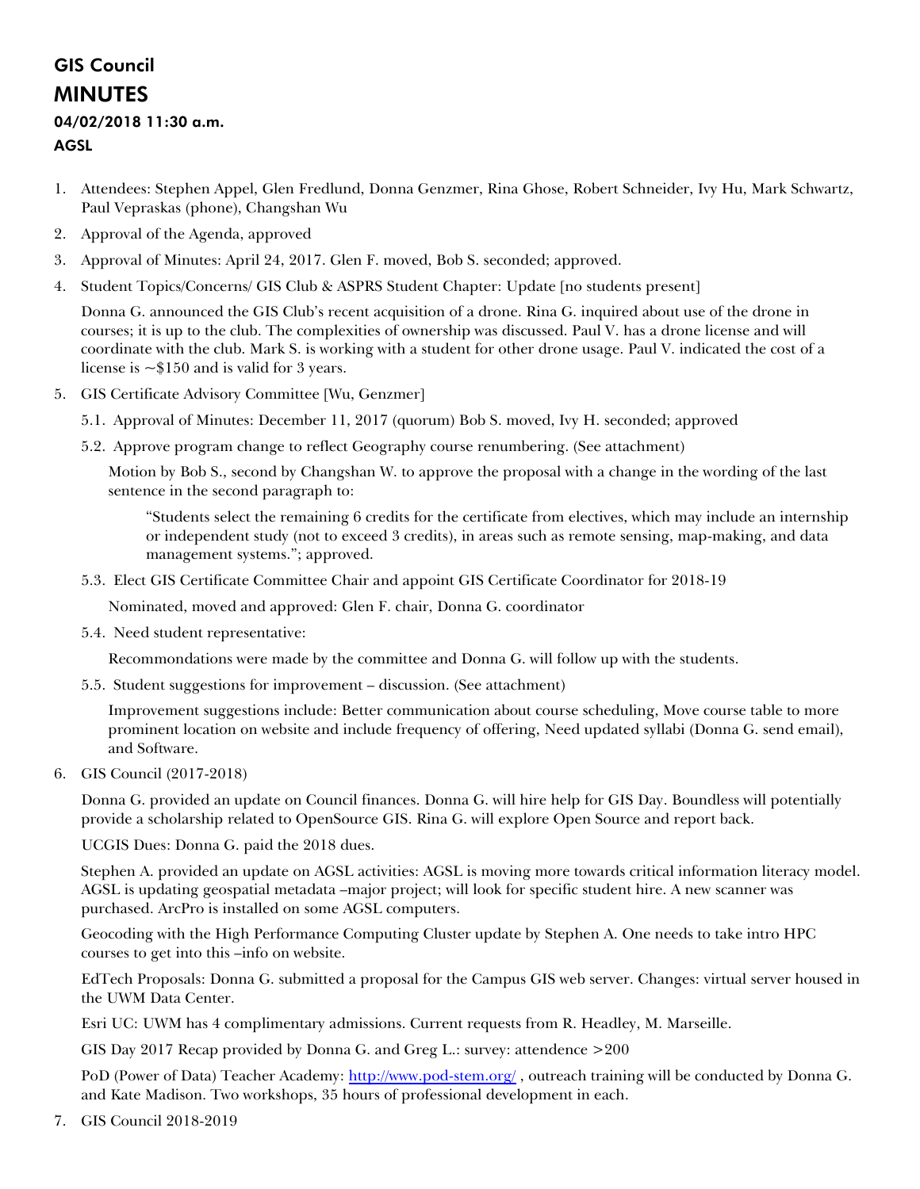# GIS Council

# MINUTES

### 04/02/2018 11:30 a.m.

### AGSL

1. Attendees: Stephen Appel, Glen Fredlund, Donna Genzmer, Rina Ghose, Robert Schneider, Ivy Hu, Mark Schwartz, Paul Vepraskas (phone), Changshan Wu
2. Approval of the Agenda, approved
3. Approval of Minutes: April 24, 2017. Glen F. moved, Bob S. seconded; approved.
4. Student Topics/Concerns/ GIS Club & ASPRS Student Chapter: Update [no students present]

   Donna G. announced the GIS Club's recent acquisition of a drone. Rina G. inquired about use of the drone in courses; it is up to the club. The complexities of ownership was discussed. Paul V. has a drone license and will coordinate with the club. Mark S. is working with a student for other drone usage. Paul V. indicated the cost of a license is ~$150 and is valid for 3 years.

5. GIS Certificate Advisory Committee [Wu, Genzmer]

   5.1. Approval of Minutes: December 11, 2017 (quorum) Bob S. moved, Ivy H. seconded; approved

   5.2. Approve program change to reflect Geography course renumbering. (See attachment)

   Motion by Bob S., second by Changshan W. to approve the proposal with a change in the wording of the last sentence in the second paragraph to:

   > "Students select the remaining 6 credits for the certificate from electives, which may include an internship or independent study (not to exceed 3 credits), in areas such as remote sensing, map-making, and data management systems."; approved.

   5.3. Elect GIS Certificate Committee Chair and appoint GIS Certificate Coordinator for 2018-19

   Nominated, moved and approved: Glen F. chair, Donna G. coordinator

   5.4. Need student representative:

   Recommondations were made by the committee and Donna G. will follow up with the students.

   5.5. Student suggestions for improvement – discussion. (See attachment)

   Improvement suggestions include: Better communication about course scheduling, Move course table to more prominent location on website and include frequency of offering, Need updated syllabi (Donna G. send email), and Software.

6. GIS Council (2017-2018)

   Donna G. provided an update on Council finances. Donna G. will hire help for GIS Day. Boundless will potentially provide a scholarship related to OpenSource GIS. Rina G. will explore Open Source and report back.

   UCGIS Dues: Donna G. paid the 2018 dues.

   Stephen A. provided an update on AGSL activities: AGSL is moving more towards critical information literacy model. AGSL is updating geospatial metadata –major project; will look for specific student hire. A new scanner was purchased. ArcPro is installed on some AGSL computers.

   Geocoding with the High Performance Computing Cluster update by Stephen A. One needs to take intro HPC courses to get into this –info on website.

   EdTech Proposals: Donna G. submitted a proposal for the Campus GIS web server. Changes: virtual server housed in the UWM Data Center.

   Esri UC: UWM has 4 complimentary admissions. Current requests from R. Headley, M. Marseille.

   GIS Day 2017 Recap provided by Donna G. and Greg L.: survey: attendence >200

   PoD (Power of Data) Teacher Academy: http://www.pod-stem.org/ , outreach training will be conducted by Donna G. and Kate Madison. Two workshops, 35 hours of professional development in each.

7. GIS Council 2018-2019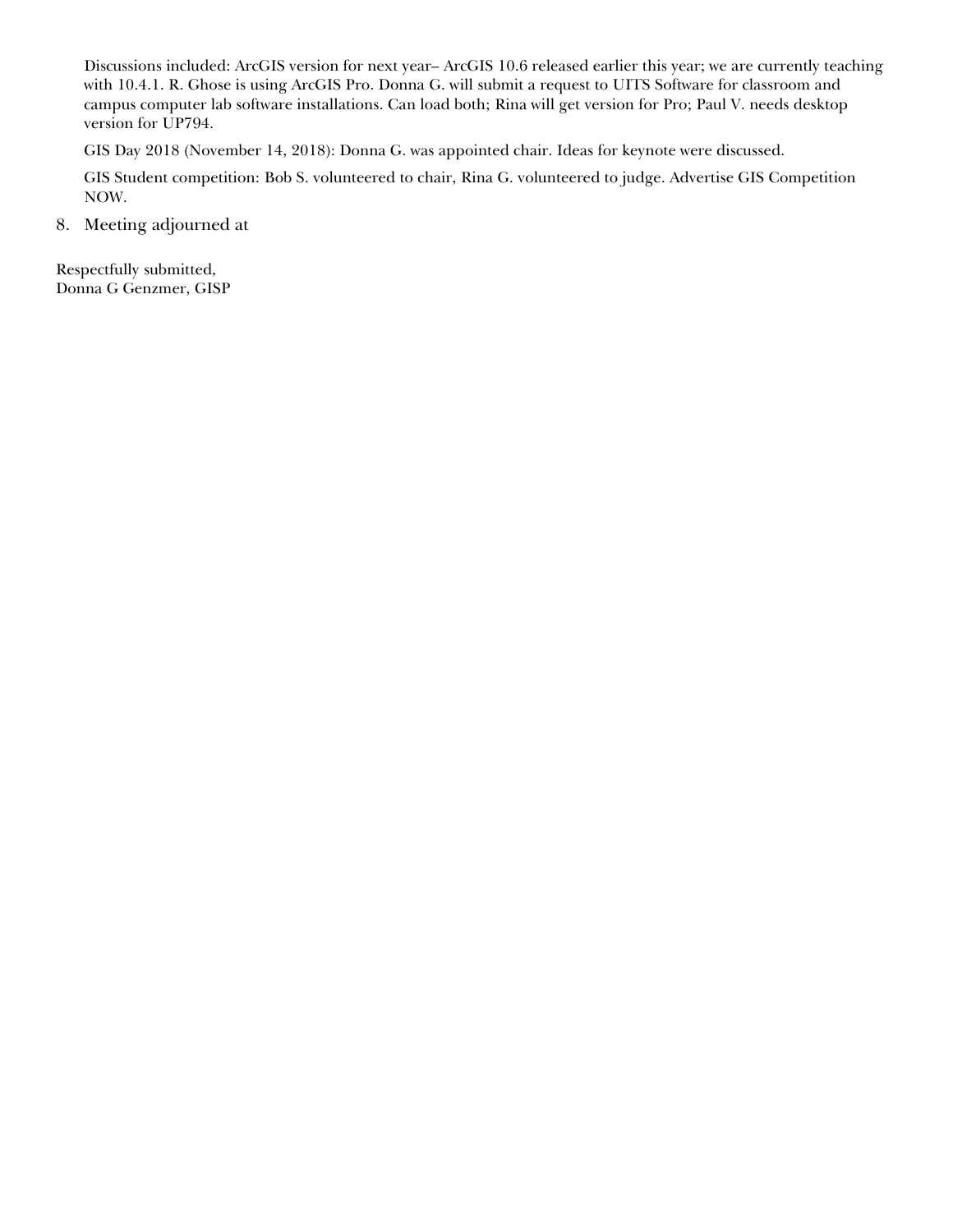Discussions included: ArcGIS version for next year– ArcGIS 10.6 released earlier this year; we are currently teaching with 10.4.1. R. Ghose is using ArcGIS Pro. Donna G. will submit a request to UITS Software for classroom and campus computer lab software installations. Can load both; Rina will get version for Pro; Paul V. needs desktop version for UP794.

GIS Day 2018 (November 14, 2018): Donna G. was appointed chair. Ideas for keynote were discussed.

GIS Student competition: Bob S. volunteered to chair, Rina G. volunteered to judge. Advertise GIS Competition NOW.

8. Meeting adjourned at

Respectfully submitted,
Donna G Genzmer, GISP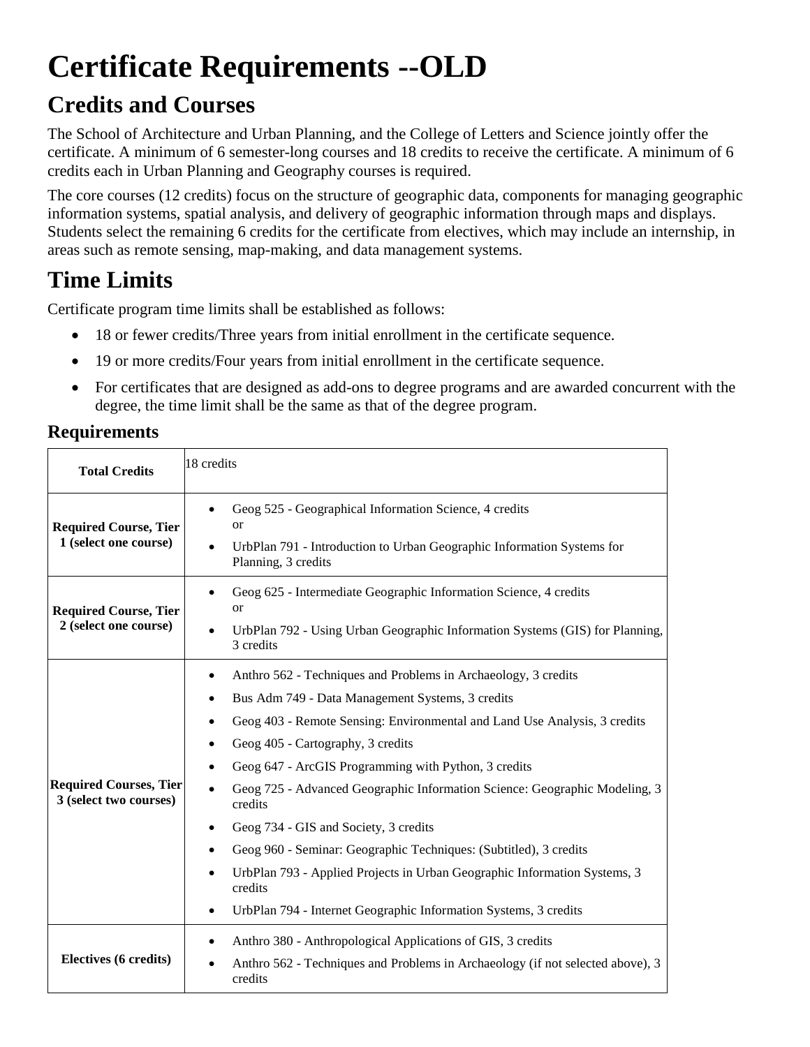# Certificate Requirements --OLD

## Credits and Courses

The School of Architecture and Urban Planning, and the College of Letters and Science jointly offer the certificate. A minimum of 6 semester-long courses and 18 credits to receive the certificate. A minimum of 6 credits each in Urban Planning and Geography courses is required.

The core courses (12 credits) focus on the structure of geographic data, components for managing geographic information systems, spatial analysis, and delivery of geographic information through maps and displays. Students select the remaining 6 credits for the certificate from electives, which may include an internship, in areas such as remote sensing, map-making, and data management systems.

## Time Limits

Certificate program time limits shall be established as follows:

- 18 or fewer credits/Three years from initial enrollment in the certificate sequence.
- 19 or more credits/Four years from initial enrollment in the certificate sequence.
- For certificates that are designed as add-ons to degree programs and are awarded concurrent with the degree, the time limit shall be the same as that of the degree program.

### Requirements

| **Total Credits** | 18 credits |
|---|---|
| **Required Course, Tier 1 (select one course)** | • Geog 525 - Geographical Information Science, 4 credits<br>or<br>• UrbPlan 791 - Introduction to Urban Geographic Information Systems for Planning, 3 credits |
| **Required Course, Tier 2 (select one course)** | • Geog 625 - Intermediate Geographic Information Science, 4 credits<br>or<br>• UrbPlan 792 - Using Urban Geographic Information Systems (GIS) for Planning, 3 credits |
| **Required Courses, Tier 3 (select two courses)** | • Anthro 562 - Techniques and Problems in Archaeology, 3 credits<br>• Bus Adm 749 - Data Management Systems, 3 credits<br>• Geog 403 - Remote Sensing: Environmental and Land Use Analysis, 3 credits<br>• Geog 405 - Cartography, 3 credits<br>• Geog 647 - ArcGIS Programming with Python, 3 credits<br>• Geog 725 - Advanced Geographic Information Science: Geographic Modeling, 3 credits<br>• Geog 734 - GIS and Society, 3 credits<br>• Geog 960 - Seminar: Geographic Techniques: (Subtitled), 3 credits<br>• UrbPlan 793 - Applied Projects in Urban Geographic Information Systems, 3 credits<br>• UrbPlan 794 - Internet Geographic Information Systems, 3 credits |
| **Electives (6 credits)** | • Anthro 380 - Anthropological Applications of GIS, 3 credits<br>• Anthro 562 - Techniques and Problems in Archaeology (if not selected above), 3 credits |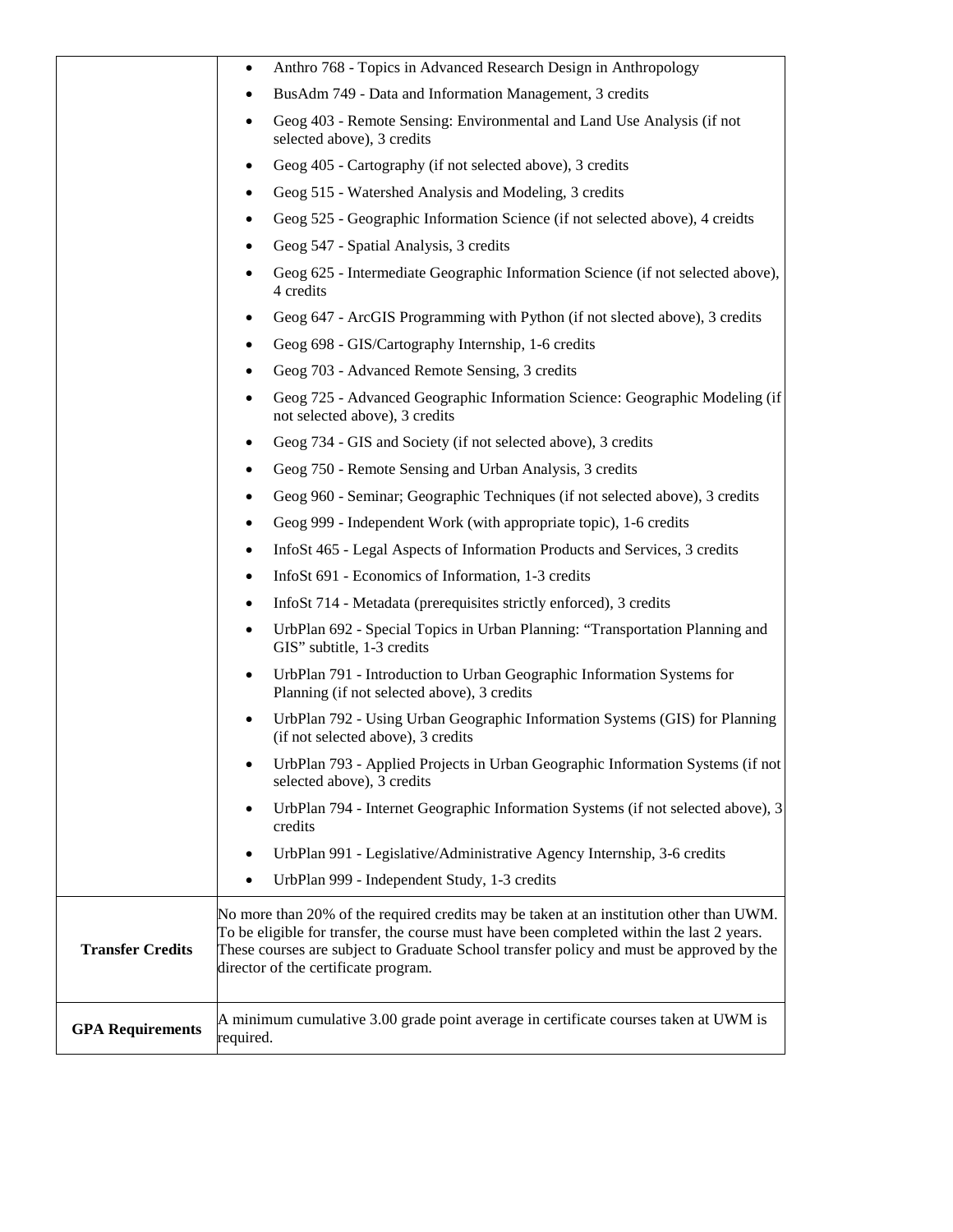| | |
|---|---|
| | • Anthro 768 - Topics in Advanced Research Design in Anthropology<br>• BusAdm 749 - Data and Information Management, 3 credits<br>• Geog 403 - Remote Sensing: Environmental and Land Use Analysis (if not selected above), 3 credits<br>• Geog 405 - Cartography (if not selected above), 3 credits<br>• Geog 515 - Watershed Analysis and Modeling, 3 credits<br>• Geog 525 - Geographic Information Science (if not selected above), 4 creidts<br>• Geog 547 - Spatial Analysis, 3 credits<br>• Geog 625 - Intermediate Geographic Information Science (if not selected above), 4 credits<br>• Geog 647 - ArcGIS Programming with Python (if not slected above), 3 credits<br>• Geog 698 - GIS/Cartography Internship, 1-6 credits<br>• Geog 703 - Advanced Remote Sensing, 3 credits<br>• Geog 725 - Advanced Geographic Information Science: Geographic Modeling (if not selected above), 3 credits<br>• Geog 734 - GIS and Society (if not selected above), 3 credits<br>• Geog 750 - Remote Sensing and Urban Analysis, 3 credits<br>• Geog 960 - Seminar; Geographic Techniques (if not selected above), 3 credits<br>• Geog 999 - Independent Work (with appropriate topic), 1-6 credits<br>• InfoSt 465 - Legal Aspects of Information Products and Services, 3 credits<br>• InfoSt 691 - Economics of Information, 1-3 credits<br>• InfoSt 714 - Metadata (prerequisites strictly enforced), 3 credits<br>• UrbPlan 692 - Special Topics in Urban Planning: "Transportation Planning and GIS" subtitle, 1-3 credits<br>• UrbPlan 791 - Introduction to Urban Geographic Information Systems for Planning (if not selected above), 3 credits<br>• UrbPlan 792 - Using Urban Geographic Information Systems (GIS) for Planning (if not selected above), 3 credits<br>• UrbPlan 793 - Applied Projects in Urban Geographic Information Systems (if not selected above), 3 credits<br>• UrbPlan 794 - Internet Geographic Information Systems (if not selected above), 3 credits<br>• UrbPlan 991 - Legislative/Administrative Agency Internship, 3-6 credits<br>• UrbPlan 999 - Independent Study, 1-3 credits |
| **Transfer Credits** | No more than 20% of the required credits may be taken at an institution other than UWM. To be eligible for transfer, the course must have been completed within the last 2 years. These courses are subject to Graduate School transfer policy and must be approved by the director of the certificate program. |
| **GPA Requirements** | A minimum cumulative 3.00 grade point average in certificate courses taken at UWM is required. |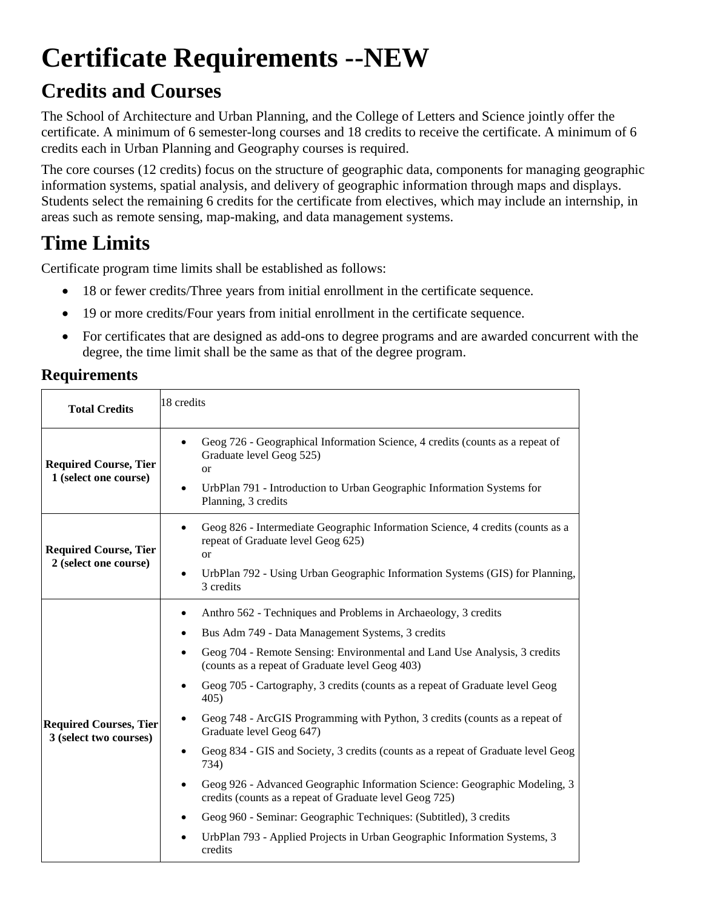# Certificate Requirements --NEW

## Credits and Courses

The School of Architecture and Urban Planning, and the College of Letters and Science jointly offer the certificate. A minimum of 6 semester-long courses and 18 credits to receive the certificate. A minimum of 6 credits each in Urban Planning and Geography courses is required.

The core courses (12 credits) focus on the structure of geographic data, components for managing geographic information systems, spatial analysis, and delivery of geographic information through maps and displays. Students select the remaining 6 credits for the certificate from electives, which may include an internship, in areas such as remote sensing, map-making, and data management systems.

## Time Limits

Certificate program time limits shall be established as follows:

- 18 or fewer credits/Three years from initial enrollment in the certificate sequence.
- 19 or more credits/Four years from initial enrollment in the certificate sequence.
- For certificates that are designed as add-ons to degree programs and are awarded concurrent with the degree, the time limit shall be the same as that of the degree program.

### Requirements

| **Total Credits** | 18 credits |
|---|---|
| **Required Course, Tier 1 (select one course)** | • Geog 726 - Geographical Information Science, 4 credits (counts as a repeat of Graduate level Geog 525) or<br>• UrbPlan 791 - Introduction to Urban Geographic Information Systems for Planning, 3 credits |
| **Required Course, Tier 2 (select one course)** | • Geog 826 - Intermediate Geographic Information Science, 4 credits (counts as a repeat of Graduate level Geog 625) or<br>• UrbPlan 792 - Using Urban Geographic Information Systems (GIS) for Planning, 3 credits |
| **Required Courses, Tier 3 (select two courses)** | • Anthro 562 - Techniques and Problems in Archaeology, 3 credits<br>• Bus Adm 749 - Data Management Systems, 3 credits<br>• Geog 704 - Remote Sensing: Environmental and Land Use Analysis, 3 credits (counts as a repeat of Graduate level Geog 403)<br>• Geog 705 - Cartography, 3 credits (counts as a repeat of Graduate level Geog 405)<br>• Geog 748 - ArcGIS Programming with Python, 3 credits (counts as a repeat of Graduate level Geog 647)<br>• Geog 834 - GIS and Society, 3 credits (counts as a repeat of Graduate level Geog 734)<br>• Geog 926 - Advanced Geographic Information Science: Geographic Modeling, 3 credits (counts as a repeat of Graduate level Geog 725)<br>• Geog 960 - Seminar: Geographic Techniques: (Subtitled), 3 credits<br>• UrbPlan 793 - Applied Projects in Urban Geographic Information Systems, 3 credits |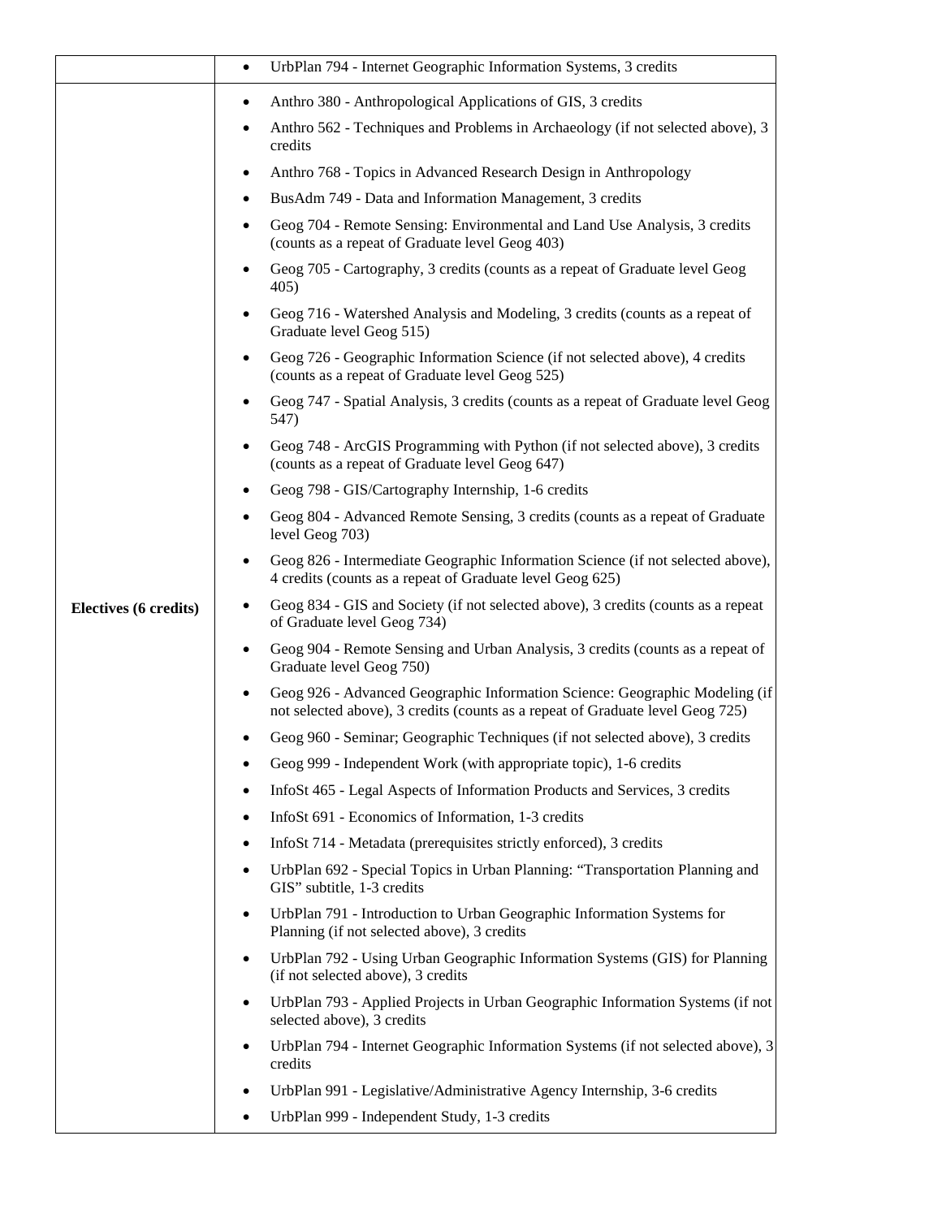| | |
|---|---|
| | • UrbPlan 794 - Internet Geographic Information Systems, 3 credits |
| **Electives (6 credits)** | • Anthro 380 - Anthropological Applications of GIS, 3 credits<br>• Anthro 562 - Techniques and Problems in Archaeology (if not selected above), 3 credits<br>• Anthro 768 - Topics in Advanced Research Design in Anthropology<br>• BusAdm 749 - Data and Information Management, 3 credits<br>• Geog 704 - Remote Sensing: Environmental and Land Use Analysis, 3 credits (counts as a repeat of Graduate level Geog 403)<br>• Geog 705 - Cartography, 3 credits (counts as a repeat of Graduate level Geog 405)<br>• Geog 716 - Watershed Analysis and Modeling, 3 credits (counts as a repeat of Graduate level Geog 515)<br>• Geog 726 - Geographic Information Science (if not selected above), 4 credits (counts as a repeat of Graduate level Geog 525)<br>• Geog 747 - Spatial Analysis, 3 credits (counts as a repeat of Graduate level Geog 547)<br>• Geog 748 - ArcGIS Programming with Python (if not selected above), 3 credits (counts as a repeat of Graduate level Geog 647)<br>• Geog 798 - GIS/Cartography Internship, 1-6 credits<br>• Geog 804 - Advanced Remote Sensing, 3 credits (counts as a repeat of Graduate level Geog 703)<br>• Geog 826 - Intermediate Geographic Information Science (if not selected above), 4 credits (counts as a repeat of Graduate level Geog 625)<br>• Geog 834 - GIS and Society (if not selected above), 3 credits (counts as a repeat of Graduate level Geog 734)<br>• Geog 904 - Remote Sensing and Urban Analysis, 3 credits (counts as a repeat of Graduate level Geog 750)<br>• Geog 926 - Advanced Geographic Information Science: Geographic Modeling (if not selected above), 3 credits (counts as a repeat of Graduate level Geog 725)<br>• Geog 960 - Seminar; Geographic Techniques (if not selected above), 3 credits<br>• Geog 999 - Independent Work (with appropriate topic), 1-6 credits<br>• InfoSt 465 - Legal Aspects of Information Products and Services, 3 credits<br>• InfoSt 691 - Economics of Information, 1-3 credits<br>• InfoSt 714 - Metadata (prerequisites strictly enforced), 3 credits<br>• UrbPlan 692 - Special Topics in Urban Planning: "Transportation Planning and GIS" subtitle, 1-3 credits<br>• UrbPlan 791 - Introduction to Urban Geographic Information Systems for Planning (if not selected above), 3 credits<br>• UrbPlan 792 - Using Urban Geographic Information Systems (GIS) for Planning (if not selected above), 3 credits<br>• UrbPlan 793 - Applied Projects in Urban Geographic Information Systems (if not selected above), 3 credits<br>• UrbPlan 794 - Internet Geographic Information Systems (if not selected above), 3 credits<br>• UrbPlan 991 - Legislative/Administrative Agency Internship, 3-6 credits<br>• UrbPlan 999 - Independent Study, 1-3 credits |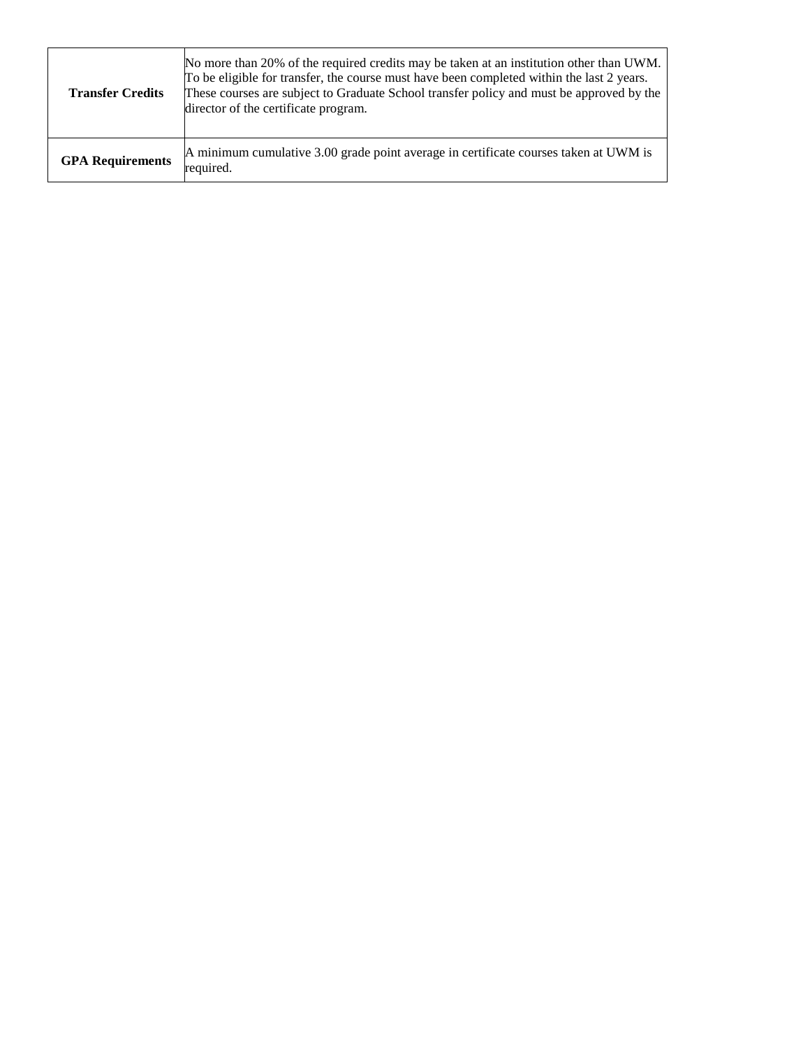| | |
|---|---|
| **Transfer Credits** | No more than 20% of the required credits may be taken at an institution other than UWM. To be eligible for transfer, the course must have been completed within the last 2 years. These courses are subject to Graduate School transfer policy and must be approved by the director of the certificate program. |
| **GPA Requirements** | A minimum cumulative 3.00 grade point average in certificate courses taken at UWM is required. |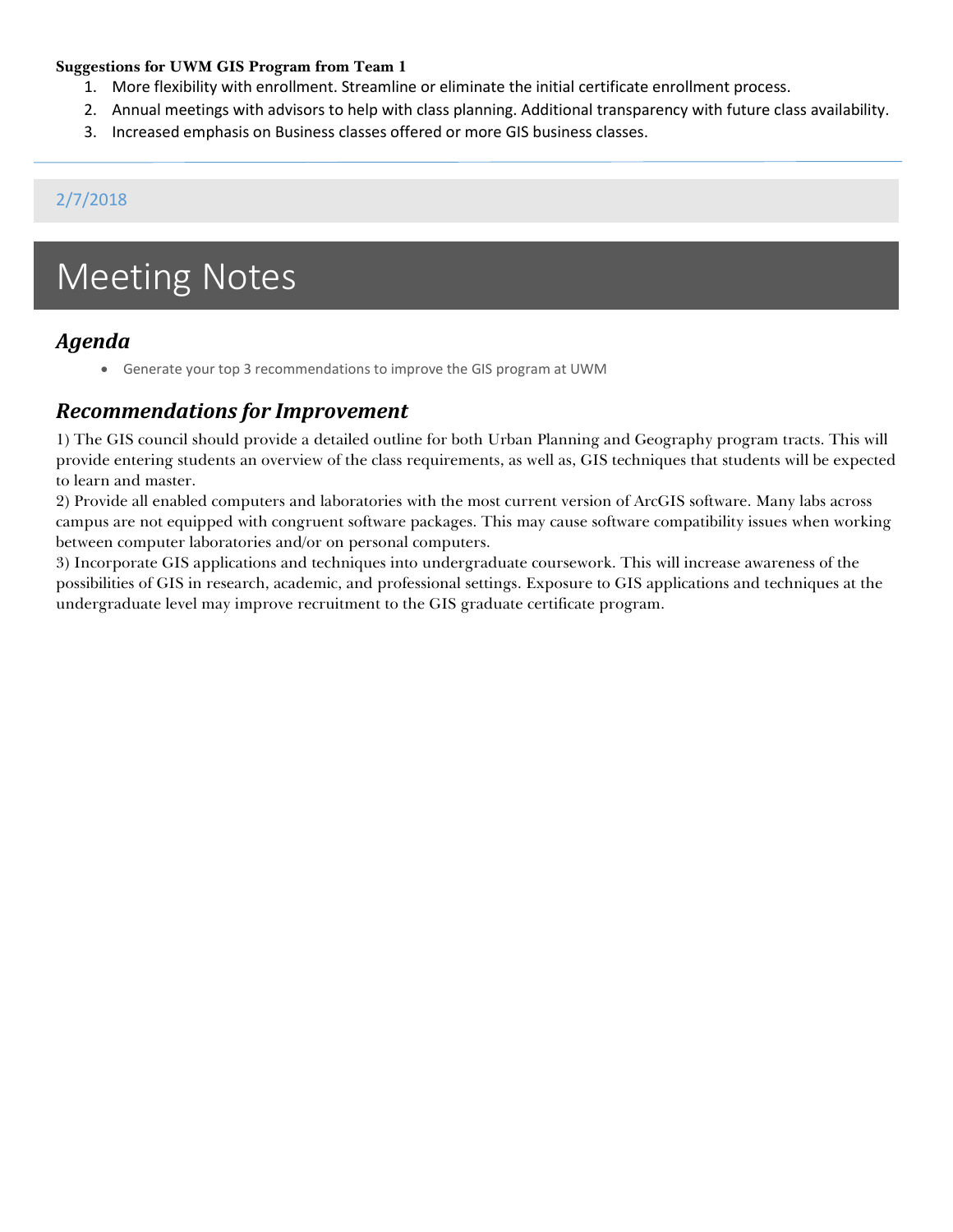**Suggestions for UWM GIS Program from Team 1**

1. More flexibility with enrollment. Streamline or eliminate the initial certificate enrollment process.
2. Annual meetings with advisors to help with class planning. Additional transparency with future class availability.
3. Increased emphasis on Business classes offered or more GIS business classes.

---

2/7/2018

# Meeting Notes

## *Agenda*

- Generate your top 3 recommendations to improve the GIS program at UWM

## *Recommendations for Improvement*

1) The GIS council should provide a detailed outline for both Urban Planning and Geography program tracts. This will provide entering students an overview of the class requirements, as well as, GIS techniques that students will be expected to learn and master.
2) Provide all enabled computers and laboratories with the most current version of ArcGIS software. Many labs across campus are not equipped with congruent software packages. This may cause software compatibility issues when working between computer laboratories and/or on personal computers.
3) Incorporate GIS applications and techniques into undergraduate coursework. This will increase awareness of the possibilities of GIS in research, academic, and professional settings. Exposure to GIS applications and techniques at the undergraduate level may improve recruitment to the GIS graduate certificate program.